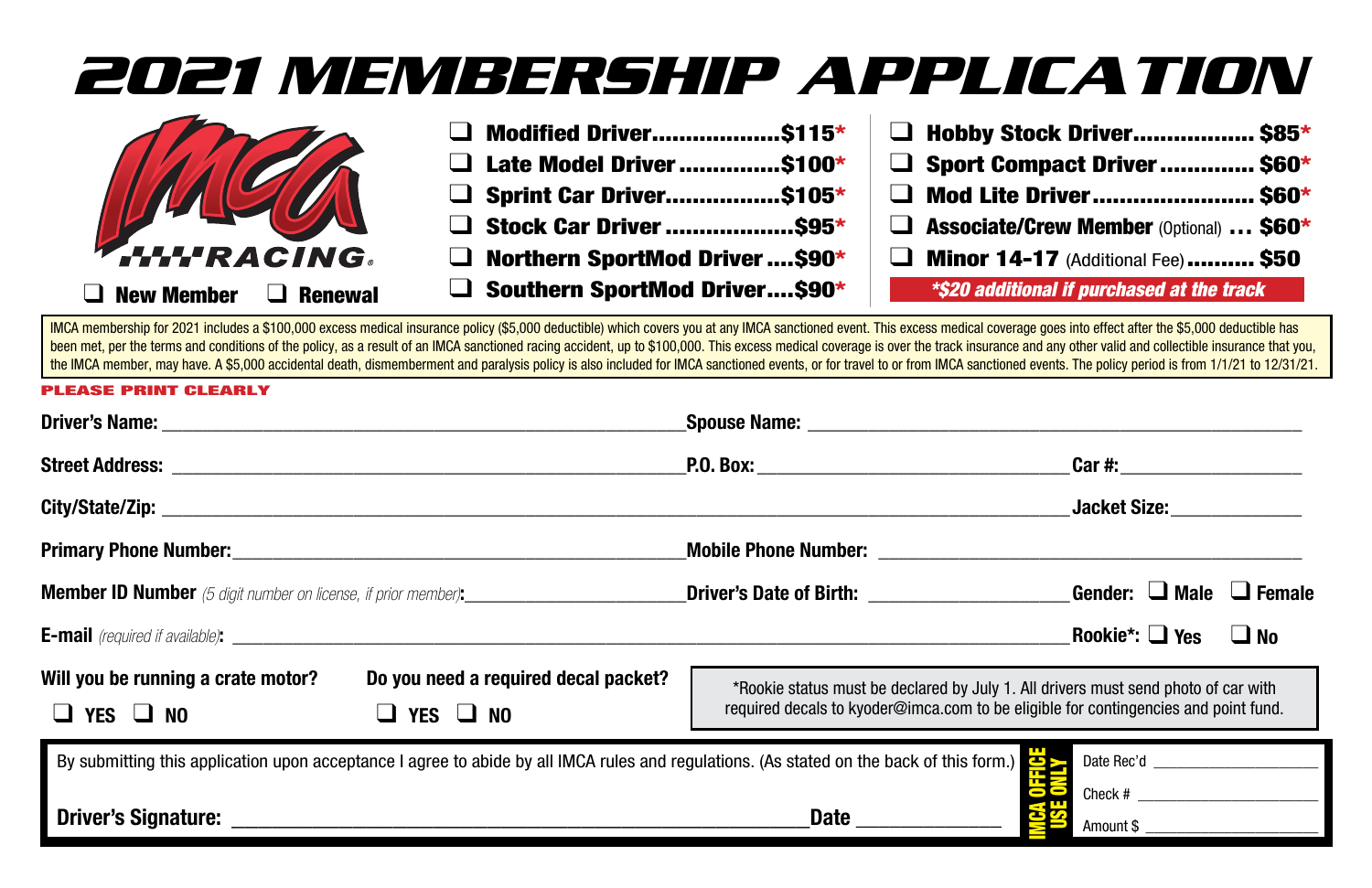# 2021 MEMBERSHIP APPLICATION

IMCA RACING

❑ New Member ❑ Renewal

- ❑ **Modified Driver..................$115***
- ❑ **Late Model Driver..............$100***
- ❑ **Sprint Car Driver................$105***
- ❑ **Stock Car Driver...................$95***
- ❑ **Northern SportMod Driver....$90***
- ❑ **Southern SportMod Driver....$90***
- ❑ **Hobby Stock Driver.................$85***
- ❑ **Sport Compact Driver.............$60***
- ❑ **Mod Lite Driver.......................$60***
- ❑ **Associate/Crew Member** (Optional) **... $60***
- ❑ **Minor 14-17** (Additional Fee) **.......... $50**

***$20 additional if purchased at the track**

IMCA membership for 2021 includes a $100,000 excess medical insurance policy ($5,000 deductible) which covers you at any IMCA sanctioned event. This excess medical coverage goes into effect after the $5,000 deductible has been met, per the terms and conditions of the policy, as a result of an IMCA sanctioned racing accident, up to $100,000. This excess medical coverage is over the track insurance and any other valid and collectible insurance that you, the IMCA member, may have. A $5,000 accidental death, dismemberment and paralysis policy is also included for IMCA sanctioned events, or for travel to or from IMCA sanctioned events. The policy period is from 1/1/21 to 12/31/21.

**PLEASE PRINT CLEARLY**

**Driver's Name:** ______________________ **Spouse Name:** ______________________

**Street Address:** ______________________ **P.O. Box:** ______________ **Car #:** __________

**City/State/Zip:** ______________________________________ **Jacket Size:** __________

**Primary Phone Number:** ______________________ **Mobile Phone Number:** ______________________

**Member ID Number** *(5 digit number on license, if prior member)***:** __________ **Driver's Date of Birth:** __________ **Gender:** ❑ **Male** ❑ **Female**

**E-mail** *(required if available)***:** ______________________________________ **Rookie*:** ❑ **Yes** ❑ **No**

**Will you be running a crate motor?**
❑ **YES** ❑ **NO**

**Do you need a required decal packet?**
❑ **YES** ❑ **NO**

*Rookie status must be declared by July 1. All drivers must send photo of car with required decals to kyoder@imca.com to be eligible for contingencies and point fund.

By submitting this application upon acceptance I agree to abide by all IMCA rules and regulations. (As stated on the back of this form.)

**Driver's Signature:** ______________________________ **Date** __________

**IMCA OFFICE USE ONLY**

Date Rec'd __________

Check # __________

Amount $ __________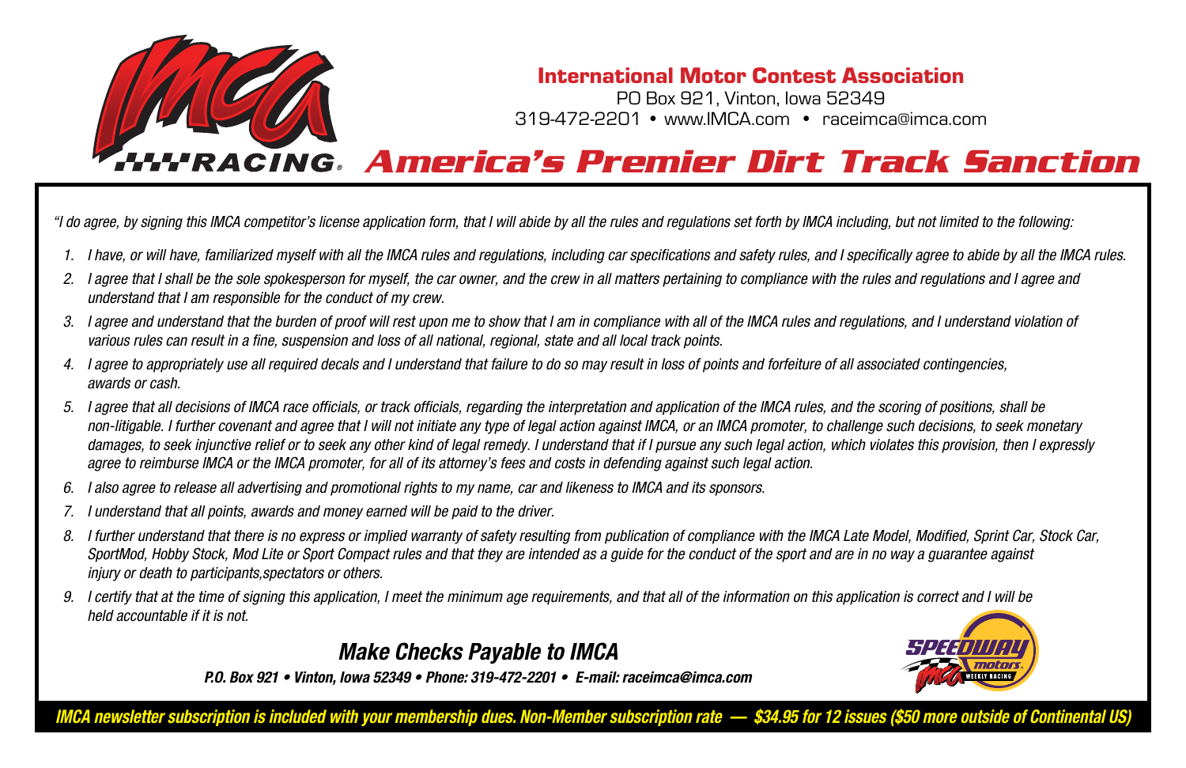# International Motor Contest Association

PO Box 921, Vinton, Iowa 52349
319-472-2201 • www.IMCA.com • raceimca@imca.com

## America's Premier Dirt Track Sanction

*"I do agree, by signing this IMCA competitor's license application form, that I will abide by all the rules and regulations set forth by IMCA including, but not limited to the following:*

1. *I have, or will have, familiarized myself with all the IMCA rules and regulations, including car specifications and safety rules, and I specifically agree to abide by all the IMCA rules.*
2. *I agree that I shall be the sole spokesperson for myself, the car owner, and the crew in all matters pertaining to compliance with the rules and regulations and I agree and understand that I am responsible for the conduct of my crew.*
3. *I agree and understand that the burden of proof will rest upon me to show that I am in compliance with all of the IMCA rules and regulations, and I understand violation of various rules can result in a fine, suspension and loss of all national, regional, state and all local track points.*
4. *I agree to appropriately use all required decals and I understand that failure to do so may result in loss of points and forfeiture of all associated contingencies, awards or cash.*
5. *I agree that all decisions of IMCA race officials, or track officials, regarding the interpretation and application of the IMCA rules, and the scoring of positions, shall be non-litigable. I further covenant and agree that I will not initiate any type of legal action against IMCA, or an IMCA promoter, to challenge such decisions, to seek monetary damages, to seek injunctive relief or to seek any other kind of legal remedy. I understand that if I pursue any such legal action, which violates this provision, then I expressly agree to reimburse IMCA or the IMCA promoter, for all of its attorney's fees and costs in defending against such legal action.*
6. *I also agree to release all advertising and promotional rights to my name, car and likeness to IMCA and its sponsors.*
7. *I understand that all points, awards and money earned will be paid to the driver.*
8. *I further understand that there is no express or implied warranty of safety resulting from publication of compliance with the IMCA Late Model, Modified, Sprint Car, Stock Car, SportMod, Hobby Stock, Mod Lite or Sport Compact rules and that they are intended as a guide for the conduct of the sport and are in no way a guarantee against injury or death to participants,spectators or others.*
9. *I certify that at the time of signing this application, I meet the minimum age requirements, and that all of the information on this application is correct and I will be held accountable if it is not.*

### *Make Checks Payable to IMCA*

***P.O. Box 921 • Vinton, Iowa 52349 • Phone: 319-472-2201 • E-mail: raceimca@imca.com***

***IMCA newsletter subscription is included with your membership dues. Non-Member subscription rate — $34.95 for 12 issues ($50 more outside of Continental US)***